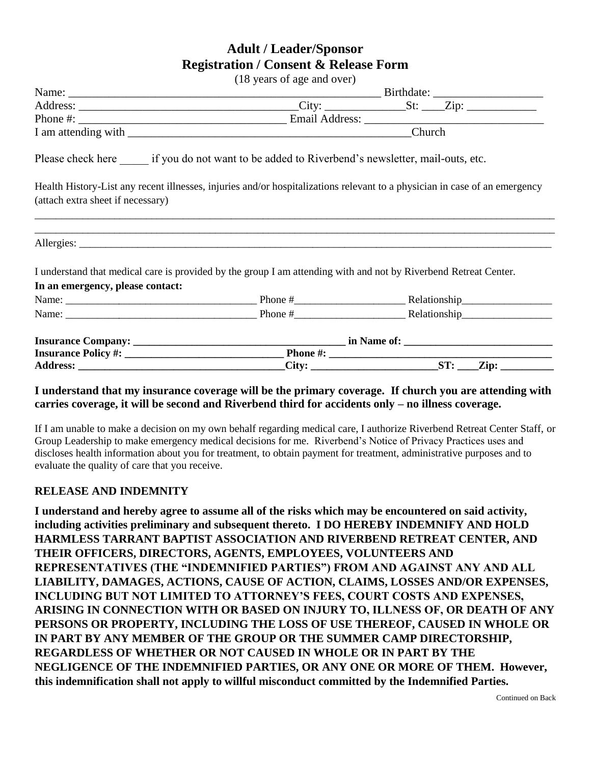# Adult / Leader/Sponsor
# Registration / Consent & Release Form

(18 years of age and over)

Name: \_\_\_\_\_\_\_\_\_\_\_\_\_\_\_\_\_\_\_\_\_\_\_\_\_\_\_\_\_\_\_\_\_\_\_\_\_\_\_\_\_\_\_\_\_\_\_\_\_\_\_\_ Birthdate: \_\_\_\_\_\_\_\_\_\_\_\_\_\_\_\_\_\_

Address: \_\_\_\_\_\_\_\_\_\_\_\_\_\_\_\_\_\_\_\_\_\_\_\_\_\_\_\_\_\_\_\_\_\_\_\_\_City: \_\_\_\_\_\_\_\_\_\_\_\_\_St: \_\_\_\_Zip: \_\_\_\_\_\_\_\_\_\_\_\_

Phone #: \_\_\_\_\_\_\_\_\_\_\_\_\_\_\_\_\_\_\_\_\_\_\_\_\_\_\_\_\_\_\_\_\_\_\_ Email Address: \_\_\_\_\_\_\_\_\_\_\_\_\_\_\_\_\_\_\_\_\_\_\_\_\_\_\_\_\_\_

I am attending with \_\_\_\_\_\_\_\_\_\_\_\_\_\_\_\_\_\_\_\_\_\_\_\_\_\_\_\_\_\_\_\_\_\_\_\_\_\_\_\_\_\_\_\_\_\_\_\_\_\_Church

Please check here \_\_\_\_\_ if you do not want to be added to Riverbend's newsletter, mail-outs, etc.

Health History-List any recent illnesses, injuries and/or hospitalizations relevant to a physician in case of an emergency (attach extra sheet if necessary)

\_\_\_\_\_\_\_\_\_\_\_\_\_\_\_\_\_\_\_\_\_\_\_\_\_\_\_\_\_\_\_\_\_\_\_\_\_\_\_\_\_\_\_\_\_\_\_\_\_\_\_\_\_\_\_\_\_\_\_\_\_\_\_\_\_\_\_\_\_\_\_\_\_\_\_\_\_\_\_\_\_\_\_\_\_\_\_\_\_\_\_\_

\_\_\_\_\_\_\_\_\_\_\_\_\_\_\_\_\_\_\_\_\_\_\_\_\_\_\_\_\_\_\_\_\_\_\_\_\_\_\_\_\_\_\_\_\_\_\_\_\_\_\_\_\_\_\_\_\_\_\_\_\_\_\_\_\_\_\_\_\_\_\_\_\_\_\_\_\_\_\_\_\_\_\_\_\_\_\_\_\_\_\_\_

Allergies: \_\_\_\_\_\_\_\_\_\_\_\_\_\_\_\_\_\_\_\_\_\_\_\_\_\_\_\_\_\_\_\_\_\_\_\_\_\_\_\_\_\_\_\_\_\_\_\_\_\_\_\_\_\_\_\_\_\_\_\_\_\_\_\_\_\_\_\_\_\_\_\_\_\_\_\_\_\_\_\_\_\_\_\_

I understand that medical care is provided by the group I am attending with and not by Riverbend Retreat Center.

**In an emergency, please contact:**

Name: \_\_\_\_\_\_\_\_\_\_\_\_\_\_\_\_\_\_\_\_\_\_\_\_\_\_\_\_\_\_\_\_\_\_\_ Phone #\_\_\_\_\_\_\_\_\_\_\_\_\_\_\_\_\_\_\_\_ Relationship\_\_\_\_\_\_\_\_\_\_\_\_\_\_\_\_\_

Name: \_\_\_\_\_\_\_\_\_\_\_\_\_\_\_\_\_\_\_\_\_\_\_\_\_\_\_\_\_\_\_\_\_\_\_ Phone #\_\_\_\_\_\_\_\_\_\_\_\_\_\_\_\_\_\_\_\_ Relationship\_\_\_\_\_\_\_\_\_\_\_\_\_\_\_\_\_

**Insurance Company: \_\_\_\_\_\_\_\_\_\_\_\_\_\_\_\_\_\_\_\_\_\_\_\_\_\_\_\_\_\_\_\_\_\_\_\_\_\_\_ in Name of: \_\_\_\_\_\_\_\_\_\_\_\_\_\_\_\_\_\_\_\_\_\_\_\_\_\_\_\_**

**Insurance Policy #: \_\_\_\_\_\_\_\_\_\_\_\_\_\_\_\_\_\_\_\_\_\_\_\_\_\_\_\_\_\_ Phone #: \_\_\_\_\_\_\_\_\_\_\_\_\_\_\_\_\_\_\_\_\_\_\_\_\_\_\_\_\_\_\_\_\_\_\_\_\_\_\_\_\_**

**Address: \_\_\_\_\_\_\_\_\_\_\_\_\_\_\_\_\_\_\_\_\_\_\_\_\_\_\_\_\_\_\_\_\_\_\_\_\_\_City: \_\_\_\_\_\_\_\_\_\_\_\_\_\_\_\_\_\_\_\_\_\_\_ST: \_\_\_\_Zip: \_\_\_\_\_\_\_\_\_\_**

**I understand that my insurance coverage will be the primary coverage. If church you are attending with carries coverage, it will be second and Riverbend third for accidents only – no illness coverage.**

If I am unable to make a decision on my own behalf regarding medical care, I authorize Riverbend Retreat Center Staff, or Group Leadership to make emergency medical decisions for me. Riverbend's Notice of Privacy Practices uses and discloses health information about you for treatment, to obtain payment for treatment, administrative purposes and to evaluate the quality of care that you receive.

## RELEASE AND INDEMNITY

**I understand and hereby agree to assume all of the risks which may be encountered on said activity, including activities preliminary and subsequent thereto. I DO HEREBY INDEMNIFY AND HOLD HARMLESS TARRANT BAPTIST ASSOCIATION AND RIVERBEND RETREAT CENTER, AND THEIR OFFICERS, DIRECTORS, AGENTS, EMPLOYEES, VOLUNTEERS AND REPRESENTATIVES (THE "INDEMNIFIED PARTIES") FROM AND AGAINST ANY AND ALL LIABILITY, DAMAGES, ACTIONS, CAUSE OF ACTION, CLAIMS, LOSSES AND/OR EXPENSES, INCLUDING BUT NOT LIMITED TO ATTORNEY'S FEES, COURT COSTS AND EXPENSES, ARISING IN CONNECTION WITH OR BASED ON INJURY TO, ILLNESS OF, OR DEATH OF ANY PERSONS OR PROPERTY, INCLUDING THE LOSS OF USE THEREOF, CAUSED IN WHOLE OR IN PART BY ANY MEMBER OF THE GROUP OR THE SUMMER CAMP DIRECTORSHIP, REGARDLESS OF WHETHER OR NOT CAUSED IN WHOLE OR IN PART BY THE NEGLIGENCE OF THE INDEMNIFIED PARTIES, OR ANY ONE OR MORE OF THEM. However, this indemnification shall not apply to willful misconduct committed by the Indemnified Parties.**

Continued on Back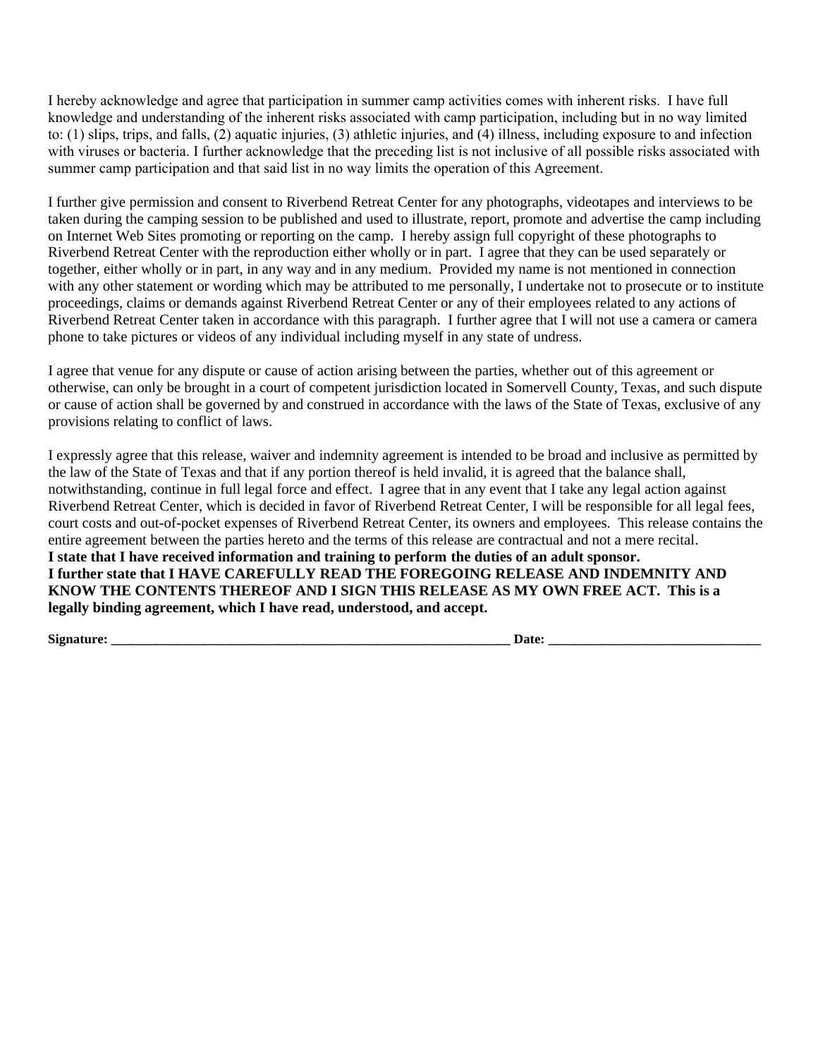I hereby acknowledge and agree that participation in summer camp activities comes with inherent risks. I have full knowledge and understanding of the inherent risks associated with camp participation, including but in no way limited to: (1) slips, trips, and falls, (2) aquatic injuries, (3) athletic injuries, and (4) illness, including exposure to and infection with viruses or bacteria. I further acknowledge that the preceding list is not inclusive of all possible risks associated with summer camp participation and that said list in no way limits the operation of this Agreement.

I further give permission and consent to Riverbend Retreat Center for any photographs, videotapes and interviews to be taken during the camping session to be published and used to illustrate, report, promote and advertise the camp including on Internet Web Sites promoting or reporting on the camp. I hereby assign full copyright of these photographs to Riverbend Retreat Center with the reproduction either wholly or in part. I agree that they can be used separately or together, either wholly or in part, in any way and in any medium. Provided my name is not mentioned in connection with any other statement or wording which may be attributed to me personally, I undertake not to prosecute or to institute proceedings, claims or demands against Riverbend Retreat Center or any of their employees related to any actions of Riverbend Retreat Center taken in accordance with this paragraph. I further agree that I will not use a camera or camera phone to take pictures or videos of any individual including myself in any state of undress.

I agree that venue for any dispute or cause of action arising between the parties, whether out of this agreement or otherwise, can only be brought in a court of competent jurisdiction located in Somervell County, Texas, and such dispute or cause of action shall be governed by and construed in accordance with the laws of the State of Texas, exclusive of any provisions relating to conflict of laws.

I expressly agree that this release, waiver and indemnity agreement is intended to be broad and inclusive as permitted by the law of the State of Texas and that if any portion thereof is held invalid, it is agreed that the balance shall, notwithstanding, continue in full legal force and effect. I agree that in any event that I take any legal action against Riverbend Retreat Center, which is decided in favor of Riverbend Retreat Center, I will be responsible for all legal fees, court costs and out-of-pocket expenses of Riverbend Retreat Center, its owners and employees. This release contains the entire agreement between the parties hereto and the terms of this release are contractual and not a mere recital.
**I state that I have received information and training to perform the duties of an adult sponsor.**
**I further state that I HAVE CAREFULLY READ THE FOREGOING RELEASE AND INDEMNITY AND KNOW THE CONTENTS THEREOF AND I SIGN THIS RELEASE AS MY OWN FREE ACT. This is a legally binding agreement, which I have read, understood, and accept.**

**Signature: ______________________________________________________________ Date: ________________________________**